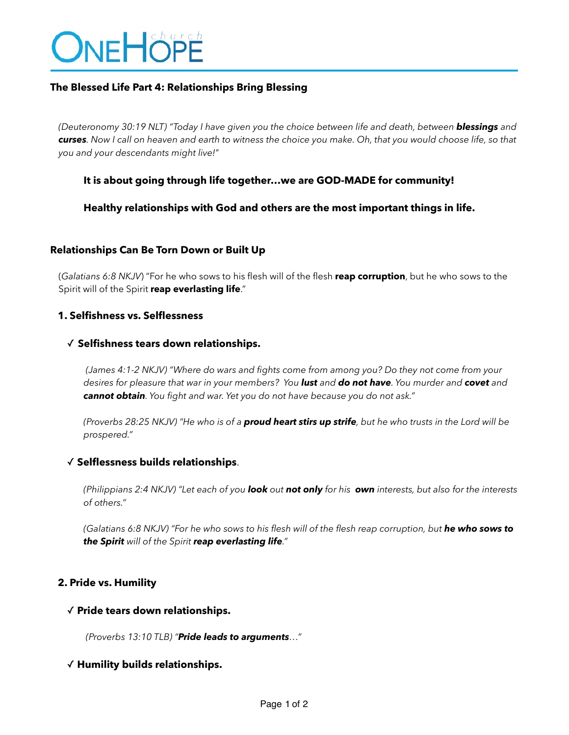# ONEHOPE church

## The Blessed Life Part 4: Relationships Bring Blessing

*(Deuteronomy 30:19 NLT) "Today I have given you the choice between life and death, between **blessings** and **curses**. Now I call on heaven and earth to witness the choice you make. Oh, that you would choose life, so that you and your descendants might live!"*

**It is about going through life together…we are GOD-MADE for community!**

**Healthy relationships with God and others are the most important things in life.**

## Relationships Can Be Torn Down or Built Up

(*Galatians 6:8 NKJV*) "For he who sows to his flesh will of the flesh **reap corruption**, but he who sows to the Spirit will of the Spirit **reap everlasting life**."

### 1. Selfishness vs. Selflessness

**✓ Selfishness tears down relationships.**

*(James 4:1-2 NKJV) "Where do wars and fights come from among you? Do they not come from your desires for pleasure that war in your members? You **lust** and **do not have**. You murder and **covet** and **cannot obtain**. You fight and war. Yet you do not have because you do not ask."*

*(Proverbs 28:25 NKJV) "He who is of a **proud heart stirs up strife**, but he who trusts in the Lord will be prospered."*

**✓ Selfiessness builds relationships**.

*(Philippians 2:4 NKJV) "Let each of you **look** out **not only** for his **own** interests, but also for the interests of others."*

*(Galatians 6:8 NKJV) "For he who sows to his flesh will of the flesh reap corruption, but **he who sows to the Spirit** will of the Spirit **reap everlasting life**."*

### 2. Pride vs. Humility

**✓ Pride tears down relationships.**

*(Proverbs 13:10 TLB) "**Pride leads to arguments**…"*

**✓ Humility builds relationships.**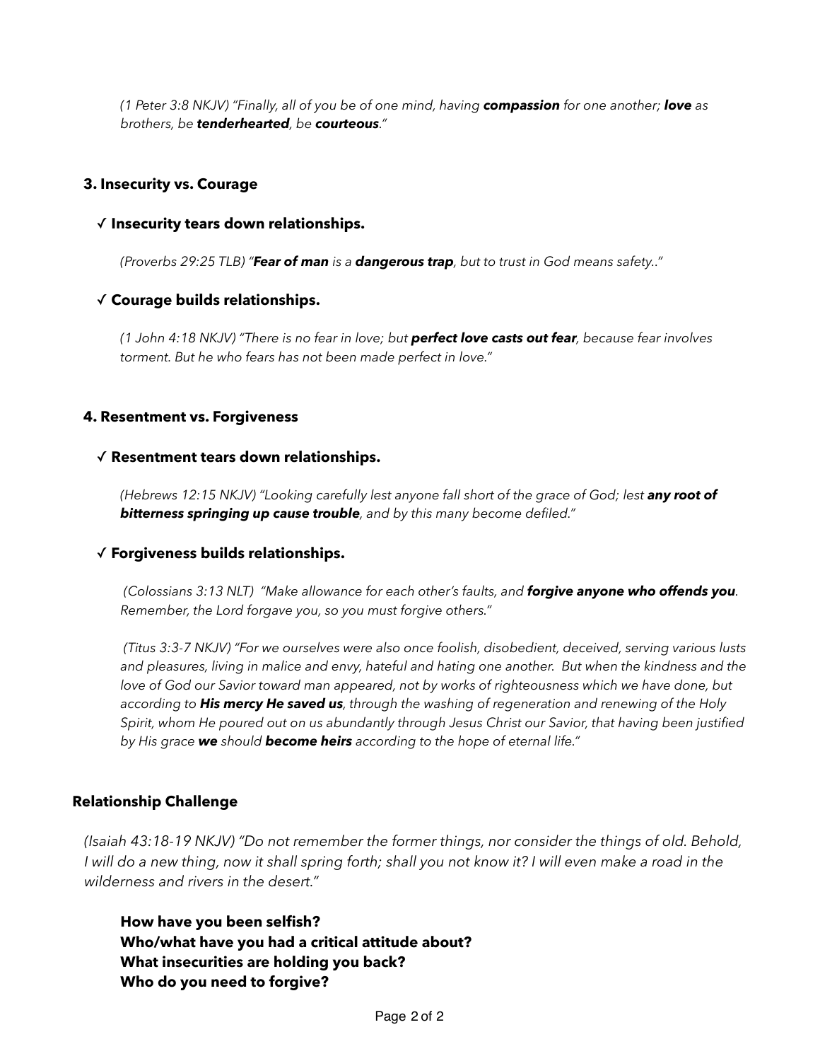*(1 Peter 3:8 NKJV) "Finally, all of you be of one mind, having **compassion** for one another; **love** as brothers, be **tenderhearted**, be **courteous**."*

### 3. Insecurity vs. Courage

#### ✓ Insecurity tears down relationships.

*(Proverbs 29:25 TLB) "**Fear of man** is a **dangerous trap**, but to trust in God means safety.."*

#### ✓ Courage builds relationships.

*(1 John 4:18 NKJV) "There is no fear in love; but **perfect love casts out fear**, because fear involves torment. But he who fears has not been made perfect in love."*

### 4. Resentment vs. Forgiveness

#### ✓ Resentment tears down relationships.

*(Hebrews 12:15 NKJV) "Looking carefully lest anyone fall short of the grace of God; lest **any root of bitterness springing up cause trouble**, and by this many become defiled."*

#### ✓ Forgiveness builds relationships.

*(Colossians 3:13 NLT) "Make allowance for each other's faults, and **forgive anyone who offends you**. Remember, the Lord forgave you, so you must forgive others."*

*(Titus 3:3-7 NKJV) "For we ourselves were also once foolish, disobedient, deceived, serving various lusts and pleasures, living in malice and envy, hateful and hating one another. But when the kindness and the love of God our Savior toward man appeared, not by works of righteousness which we have done, but according to **His mercy He saved us**, through the washing of regeneration and renewing of the Holy Spirit, whom He poured out on us abundantly through Jesus Christ our Savior, that having been justified by His grace **we** should **become heirs** according to the hope of eternal life."*

## Relationship Challenge

*(Isaiah 43:18-19 NKJV) "Do not remember the former things, nor consider the things of old. Behold, I will do a new thing, now it shall spring forth; shall you not know it? I will even make a road in the wilderness and rivers in the desert."*

**How have you been selfish?**
**Who/what have you had a critical attitude about?**
**What insecurities are holding you back?**
**Who do you need to forgive?**